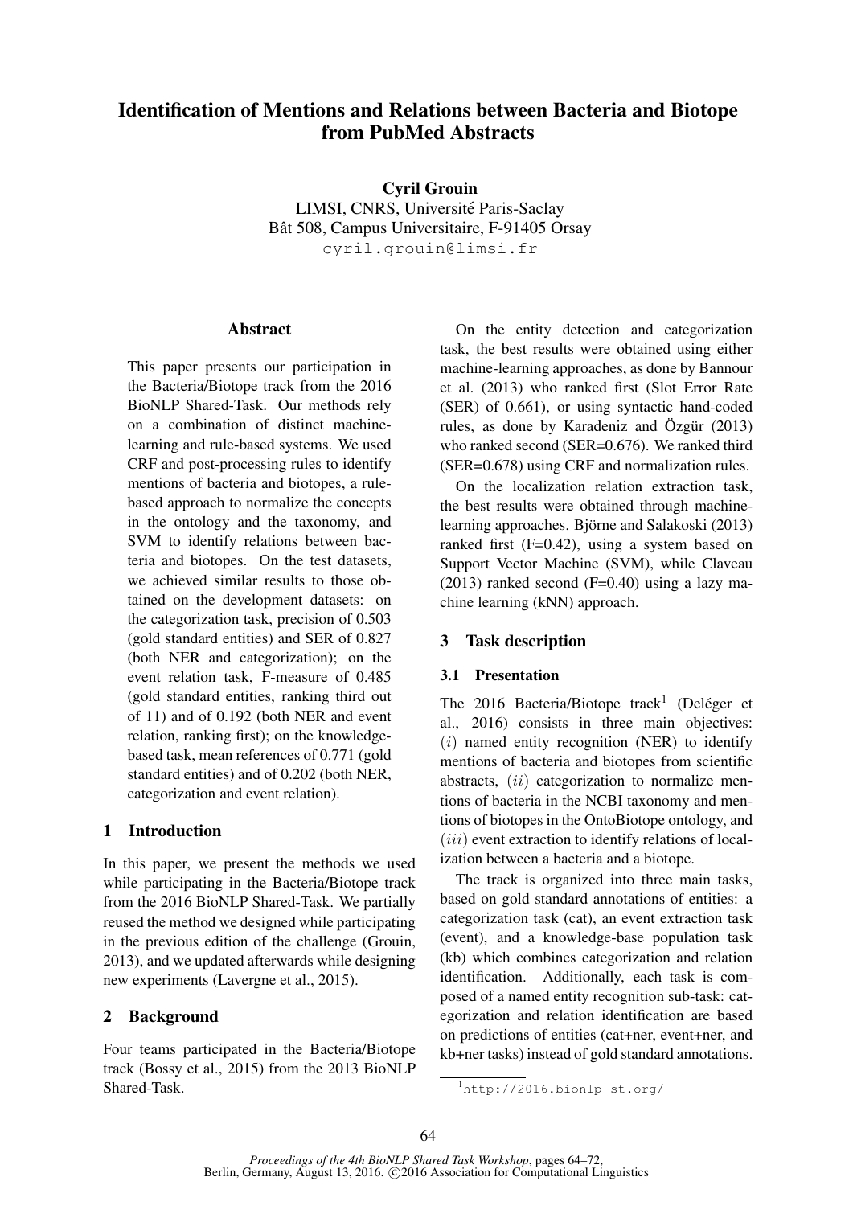# Identification of Mentions and Relations between Bacteria and Biotope from PubMed Abstracts

**Cyril Grouin**
LIMSI, CNRS, Université Paris-Saclay
Bât 508, Campus Universitaire, F-91405 Orsay
cyril.grouin@limsi.fr

## Abstract

This paper presents our participation in the Bacteria/Biotope track from the 2016 BioNLP Shared-Task. Our methods rely on a combination of distinct machine-learning and rule-based systems. We used CRF and post-processing rules to identify mentions of bacteria and biotopes, a rule-based approach to normalize the concepts in the ontology and the taxonomy, and SVM to identify relations between bacteria and biotopes. On the test datasets, we achieved similar results to those obtained on the development datasets: on the categorization task, precision of 0.503 (gold standard entities) and SER of 0.827 (both NER and categorization); on the event relation task, F-measure of 0.485 (gold standard entities, ranking third out of 11) and of 0.192 (both NER and event relation, ranking first); on the knowledge-based task, mean references of 0.771 (gold standard entities) and of 0.202 (both NER, categorization and event relation).

## 1 Introduction

In this paper, we present the methods we used while participating in the Bacteria/Biotope track from the 2016 BioNLP Shared-Task. We partially reused the method we designed while participating in the previous edition of the challenge (Grouin, 2013), and we updated afterwards while designing new experiments (Lavergne et al., 2015).

## 2 Background

Four teams participated in the Bacteria/Biotope track (Bossy et al., 2015) from the 2013 BioNLP Shared-Task.

On the entity detection and categorization task, the best results were obtained using either machine-learning approaches, as done by Bannour et al. (2013) who ranked first (Slot Error Rate (SER) of 0.661), or using syntactic hand-coded rules, as done by Karadeniz and Özgür (2013) who ranked second (SER=0.676). We ranked third (SER=0.678) using CRF and normalization rules.

On the localization relation extraction task, the best results were obtained through machine-learning approaches. Björne and Salakoski (2013) ranked first (F=0.42), using a system based on Support Vector Machine (SVM), while Claveau (2013) ranked second (F=0.40) using a lazy machine learning (kNN) approach.

## 3 Task description

### 3.1 Presentation

The 2016 Bacteria/Biotope track[1] (Deléger et al., 2016) consists in three main objectives: $(i)$ named entity recognition (NER) to identify mentions of bacteria and biotopes from scientific abstracts, $(ii)$ categorization to normalize mentions of bacteria in the NCBI taxonomy and mentions of biotopes in the OntoBiotope ontology, and $(iii)$ event extraction to identify relations of localization between a bacteria and a biotope.

The track is organized into three main tasks, based on gold standard annotations of entities: a categorization task (cat), an event extraction task (event), and a knowledge-base population task (kb) which combines categorization and relation identification. Additionally, each task is composed of a named entity recognition sub-task: categorization and relation identification are based on predictions of entities (cat+ner, event+ner, and kb+ner tasks) instead of gold standard annotations.

[1] http://2016.bionlp-st.org/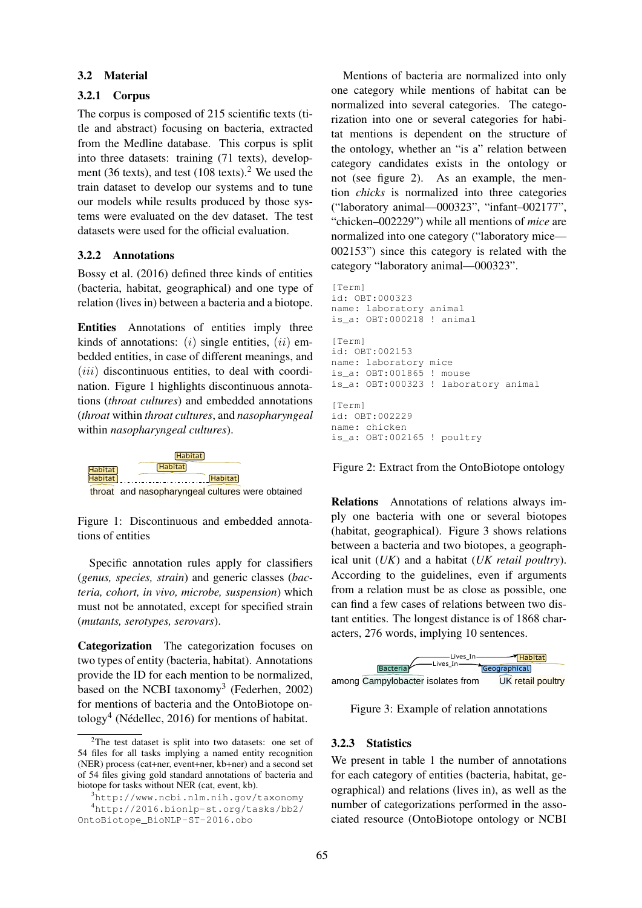### 3.2 Material

#### 3.2.1 Corpus

The corpus is composed of 215 scientific texts (title and abstract) focusing on bacteria, extracted from the Medline database. This corpus is split into three datasets: training (71 texts), development (36 texts), and test (108 texts).[2] We used the train dataset to develop our systems and to tune our models while results produced by those systems were evaluated on the dev dataset. The test datasets were used for the official evaluation.

#### 3.2.2 Annotations

Bossy et al. (2016) defined three kinds of entities (bacteria, habitat, geographical) and one type of relation (lives in) between a bacteria and a biotope.

**Entities** Annotations of entities imply three kinds of annotations: $(i)$ single entities, $(ii)$ embedded entities, in case of different meanings, and $(iii)$ discontinuous entities, to deal with coordination. Figure 1 highlights discontinuous annotations (*throat cultures*) and embedded annotations (*throat* within *throat cultures*, and *nasopharyngeal* within *nasopharyngeal cultures*).

Habitat Habitat Habitat Habitat Habitat
throat and nasopharyngeal cultures were obtained

Figure 1: Discontinuous and embedded annotations of entities

Specific annotation rules apply for classifiers (*genus, species, strain*) and generic classes (*bacteria, cohort, in vivo, microbe, suspension*) which must not be annotated, except for specified strain (*mutants, serotypes, serovars*).

**Categorization** The categorization focuses on two types of entity (bacteria, habitat). Annotations provide the ID for each mention to be normalized, based on the NCBI taxonomy[3] (Federhen, 2002) for mentions of bacteria and the OntoBiotope ontology[4] (Nédellec, 2016) for mentions of habitat.

Mentions of bacteria are normalized into only one category while mentions of habitat can be normalized into several categories. The categorization into one or several categories for habitat mentions is dependent on the structure of the ontology, whether an "is a" relation between category candidates exists in the ontology or not (see figure 2). As an example, the mention *chicks* is normalized into three categories ("laboratory animal—000323", "infant–002177", "chicken–002229") while all mentions of *mice* are normalized into one category ("laboratory mice—002153") since this category is related with the category "laboratory animal—000323".

```
[Term]
id: OBT:000323
name: laboratory animal
is_a: OBT:000218 ! animal

[Term]
id: OBT:002153
name: laboratory mice
is_a: OBT:001865 ! mouse
is_a: OBT:000323 ! laboratory animal

[Term]
id: OBT:002229
name: chicken
is_a: OBT:002165 ! poultry
```

Figure 2: Extract from the OntoBiotope ontology

**Relations** Annotations of relations always imply one bacteria with one or several biotopes (habitat, geographical). Figure 3 shows relations between a bacteria and two biotopes, a geographical unit (*UK*) and a habitat (*UK retail poultry*). According to the guidelines, even if arguments from a relation must be as close as possible, one can find a few cases of relations between two distant entities. The longest distance is of 1868 characters, 276 words, implying 10 sentences.

Bacteria —Lives_In→ Habitat; Bacteria —Lives_In→ Geographical
among Campylobacter isolates from UK retail poultry

Figure 3: Example of relation annotations

#### 3.2.3 Statistics

We present in table 1 the number of annotations for each category of entities (bacteria, habitat, geographical) and relations (lives in), as well as the number of categorizations performed in the associated resource (OntoBiotope ontology or NCBI

[2] The test dataset is split into two datasets: one set of 54 files for all tasks implying a named entity recognition (NER) process (cat+ner, event+ner, kb+ner) and a second set of 54 files giving gold standard annotations of bacteria and biotope for tasks without NER (cat, event, kb).

[3] http://www.ncbi.nlm.nih.gov/taxonomy

[4] http://2016.bionlp-st.org/tasks/bb2/OntoBiotope_BioNLP-ST-2016.obo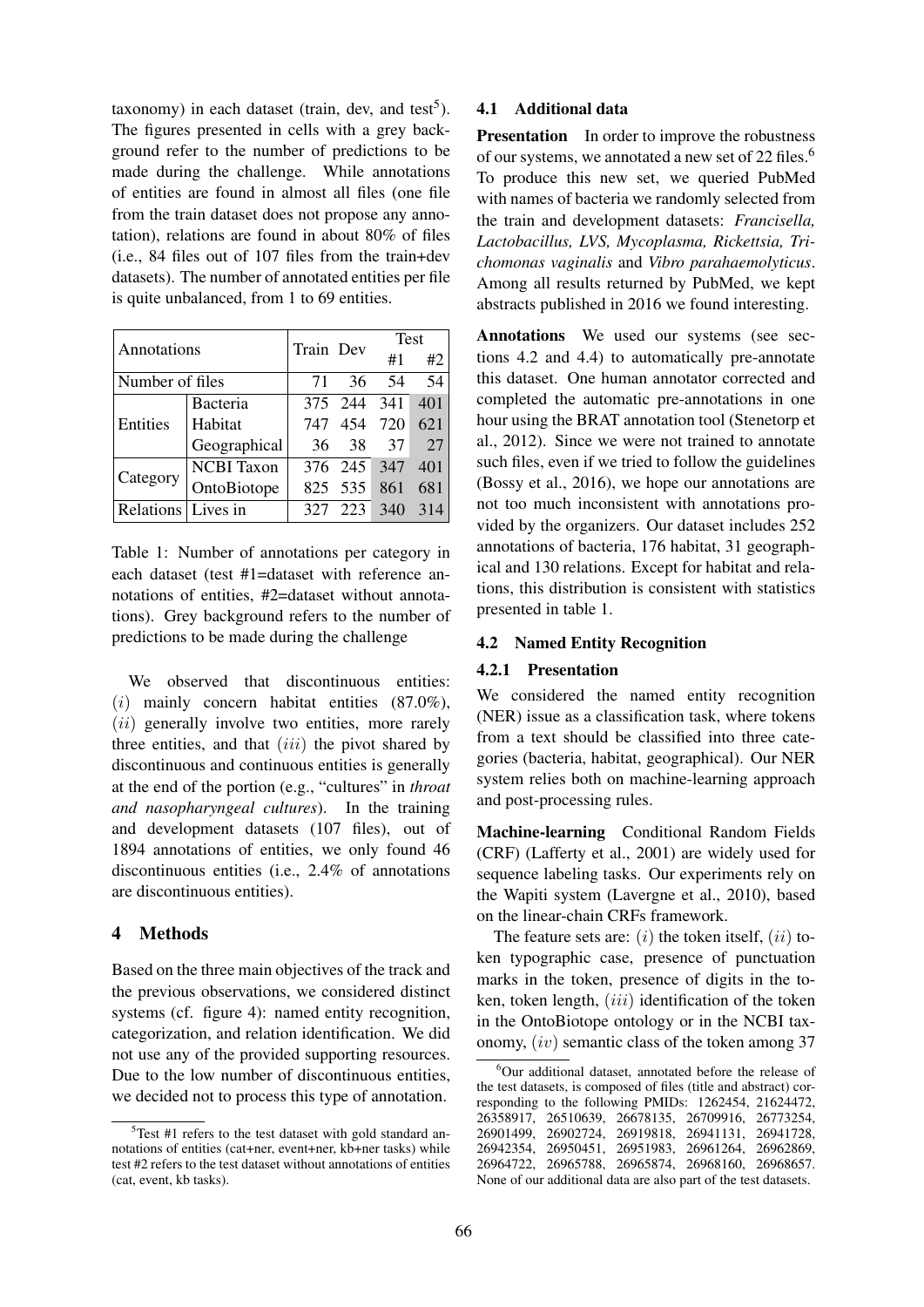taxonomy) in each dataset (train, dev, and test[5]). The figures presented in cells with a grey background refer to the number of predictions to be made during the challenge. While annotations of entities are found in almost all files (one file from the train dataset does not propose any annotation), relations are found in about 80% of files (i.e., 84 files out of 107 files from the train+dev datasets). The number of annotated entities per file is quite unbalanced, from 1 to 69 entities.

| Annotations | | Train | Dev | Test | |
|---|---|---|---|---|---|
| | | | | #1 | #2 |
| Number of files | | 71 | 36 | 54 | 54 |
| Entities | Bacteria | 375 | 244 | 341 | 401 |
| | Habitat | 747 | 454 | 720 | 621 |
| | Geographical | 36 | 38 | 37 | 27 |
| Category | NCBI Taxon | 376 | 245 | 347 | 401 |
| | OntoBiotope | 825 | 535 | 861 | 681 |
| Relations | Lives in | 327 | 223 | 340 | 314 |

Table 1: Number of annotations per category in each dataset (test #1=dataset with reference annotations of entities, #2=dataset without annotations). Grey background refers to the number of predictions to be made during the challenge

We observed that discontinuous entities: $(i)$ mainly concern habitat entities (87.0%), $(ii)$ generally involve two entities, more rarely three entities, and that $(iii)$ the pivot shared by discontinuous and continuous entities is generally at the end of the portion (e.g., "cultures" in *throat and nasopharyngeal cultures*). In the training and development datasets (107 files), out of 1894 annotations of entities, we only found 46 discontinuous entities (i.e., 2.4% of annotations are discontinuous entities).

# 4 Methods

Based on the three main objectives of the track and the previous observations, we considered distinct systems (cf. figure 4): named entity recognition, categorization, and relation identification. We did not use any of the provided supporting resources. Due to the low number of discontinuous entities, we decided not to process this type of annotation.

[5] Test #1 refers to the test dataset with gold standard annotations of entities (cat+ner, event+ner, kb+ner tasks) while test #2 refers to the test dataset without annotations of entities (cat, event, kb tasks).

## 4.1 Additional data

**Presentation** In order to improve the robustness of our systems, we annotated a new set of 22 files.[6] To produce this new set, we queried PubMed with names of bacteria we randomly selected from the train and development datasets: *Francisella, Lactobacillus, LVS, Mycoplasma, Rickettsia, Trichomonas vaginalis* and *Vibro parahaemolyticus*. Among all results returned by PubMed, we kept abstracts published in 2016 we found interesting.

**Annotations** We used our systems (see sections 4.2 and 4.4) to automatically pre-annotate this dataset. One human annotator corrected and completed the automatic pre-annotations in one hour using the BRAT annotation tool (Stenetorp et al., 2012). Since we were not trained to annotate such files, even if we tried to follow the guidelines (Bossy et al., 2016), we hope our annotations are not too much inconsistent with annotations provided by the organizers. Our dataset includes 252 annotations of bacteria, 176 habitat, 31 geographical and 130 relations. Except for habitat and relations, this distribution is consistent with statistics presented in table 1.

## 4.2 Named Entity Recognition

### 4.2.1 Presentation

We considered the named entity recognition (NER) issue as a classification task, where tokens from a text should be classified into three categories (bacteria, habitat, geographical). Our NER system relies both on machine-learning approach and post-processing rules.

**Machine-learning** Conditional Random Fields (CRF) (Lafferty et al., 2001) are widely used for sequence labeling tasks. Our experiments rely on the Wapiti system (Lavergne et al., 2010), based on the linear-chain CRFs framework.

The feature sets are: $(i)$ the token itself, $(ii)$ token typographic case, presence of punctuation marks in the token, presence of digits in the token, token length, $(iii)$ identification of the token in the OntoBiotope ontology or in the NCBI taxonomy, $(iv)$ semantic class of the token among 37

[6] Our additional dataset, annotated before the release of the test datasets, is composed of files (title and abstract) corresponding to the following PMIDs: 1262454, 21624472, 26358917, 26510639, 26678135, 26709916, 26773254, 26901499, 26902724, 26919818, 26941131, 26941728, 26942354, 26950451, 26951983, 26961264, 26962869, 26964722, 26965788, 26965874, 26968160, 26968657. None of our additional data are also part of the test datasets.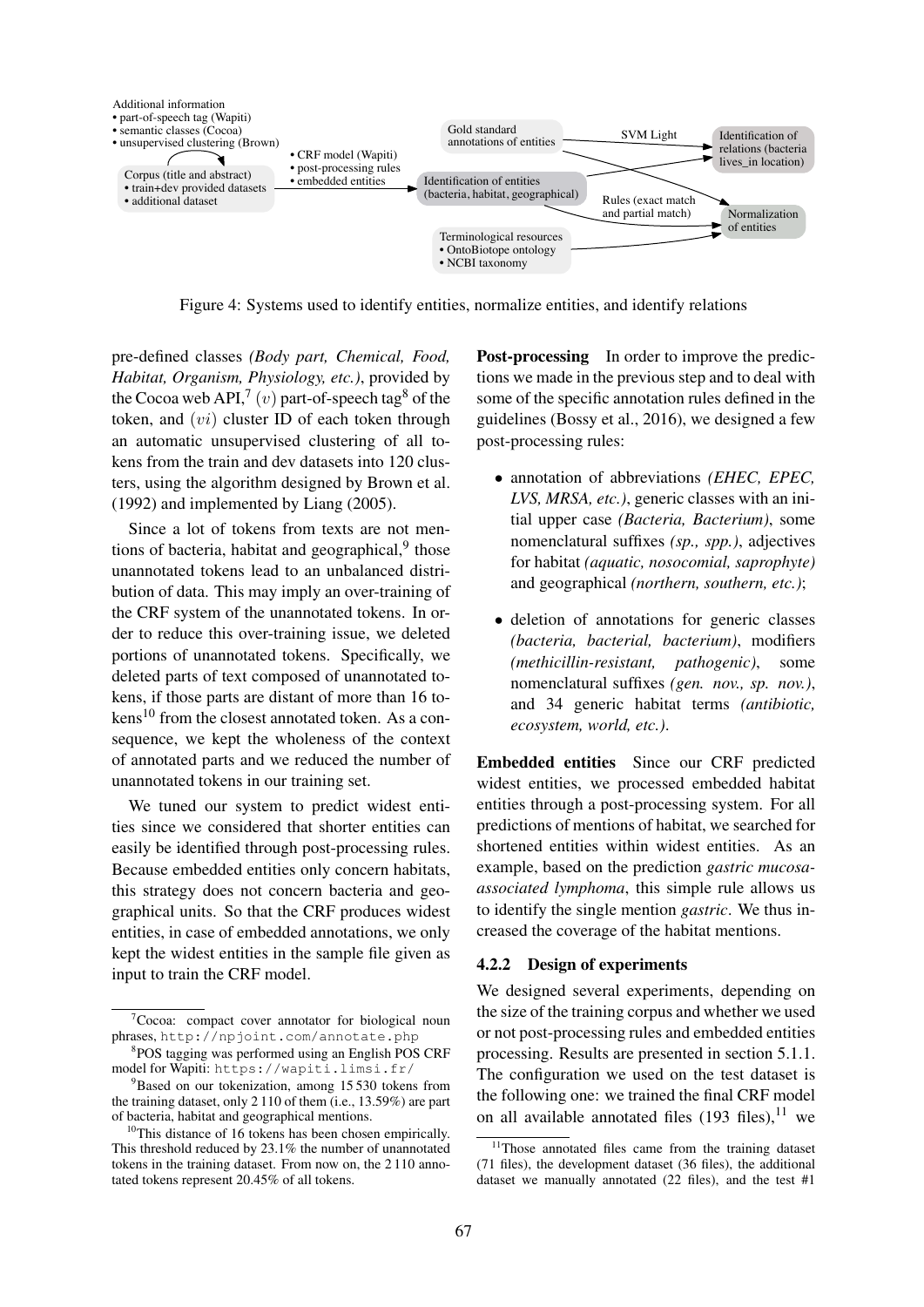Additional information
• part-of-speech tag (Wapiti)
• semantic classes (Cocoa)
• unsupervised clustering (Brown)

Corpus (title and abstract)
• train+dev provided datasets
• additional dataset

• CRF model (Wapiti)
• post-processing rules
• embedded entities

Identification of entities (bacteria, habitat, geographical)

Gold standard annotations of entities

SVM Light

Identification of relations (bacteria lives_in location)

Rules (exact match and partial match)

Normalization of entities

Terminological resources
• OntoBiotope ontology
• NCBI taxonomy

Figure 4: Systems used to identify entities, normalize entities, and identify relations

pre-defined classes *(Body part, Chemical, Food, Habitat, Organism, Physiology, etc.)*, provided by the Cocoa web API,[7] $(v)$ part-of-speech tag[8] of the token, and $(vi)$ cluster ID of each token through an automatic unsupervised clustering of all tokens from the train and dev datasets into 120 clusters, using the algorithm designed by Brown et al. (1992) and implemented by Liang (2005).

Since a lot of tokens from texts are not mentions of bacteria, habitat and geographical,[9] those unannotated tokens lead to an unbalanced distribution of data. This may imply an over-training of the CRF system of the unannotated tokens. In order to reduce this over-training issue, we deleted portions of unannotated tokens. Specifically, we deleted parts of text composed of unannotated tokens, if those parts are distant of more than 16 tokens[10] from the closest annotated token. As a consequence, we kept the wholeness of the context of annotated parts and we reduced the number of unannotated tokens in our training set.

We tuned our system to predict widest entities since we considered that shorter entities can easily be identified through post-processing rules. Because embedded entities only concern habitats, this strategy does not concern bacteria and geographical units. So that the CRF produces widest entities, in case of embedded annotations, we only kept the widest entities in the sample file given as input to train the CRF model.

**Post-processing** In order to improve the predictions we made in the previous step and to deal with some of the specific annotation rules defined in the guidelines (Bossy et al., 2016), we designed a few post-processing rules:

- annotation of abbreviations *(EHEC, EPEC, LVS, MRSA, etc.)*, generic classes with an initial upper case *(Bacteria, Bacterium)*, some nomenclatural suffixes *(sp., spp.)*, adjectives for habitat *(aquatic, nosocomial, saprophyte)* and geographical *(northern, southern, etc.)*;
- deletion of annotations for generic classes *(bacteria, bacterial, bacterium)*, modifiers *(methicillin-resistant, pathogenic)*, some nomenclatural suffixes *(gen. nov., sp. nov.)*, and 34 generic habitat terms *(antibiotic, ecosystem, world, etc.)*.

**Embedded entities** Since our CRF predicted widest entities, we processed embedded habitat entities through a post-processing system. For all predictions of mentions of habitat, we searched for shortened entities within widest entities. As an example, based on the prediction *gastric mucosa-associated lymphoma*, this simple rule allows us to identify the single mention *gastric*. We thus increased the coverage of the habitat mentions.

#### 4.2.2 Design of experiments

We designed several experiments, depending on the size of the training corpus and whether we used or not post-processing rules and embedded entities processing. Results are presented in section 5.1.1. The configuration we used on the test dataset is the following one: we trained the final CRF model on all available annotated files (193 files),[11] we

[7] Cocoa: compact cover annotator for biological noun phrases, http://npjoint.com/annotate.php

[8] POS tagging was performed using an English POS CRF model for Wapiti: https://wapiti.limsi.fr/

[9] Based on our tokenization, among 15 530 tokens from the training dataset, only 2 110 of them (i.e., 13.59%) are part of bacteria, habitat and geographical mentions.

[10] This distance of 16 tokens has been chosen empirically. This threshold reduced by 23.1% the number of unannotated tokens in the training dataset. From now on, the 2 110 annotated tokens represent 20.45% of all tokens.

[11] Those annotated files came from the training dataset (71 files), the development dataset (36 files), the additional dataset we manually annotated (22 files), and the test #1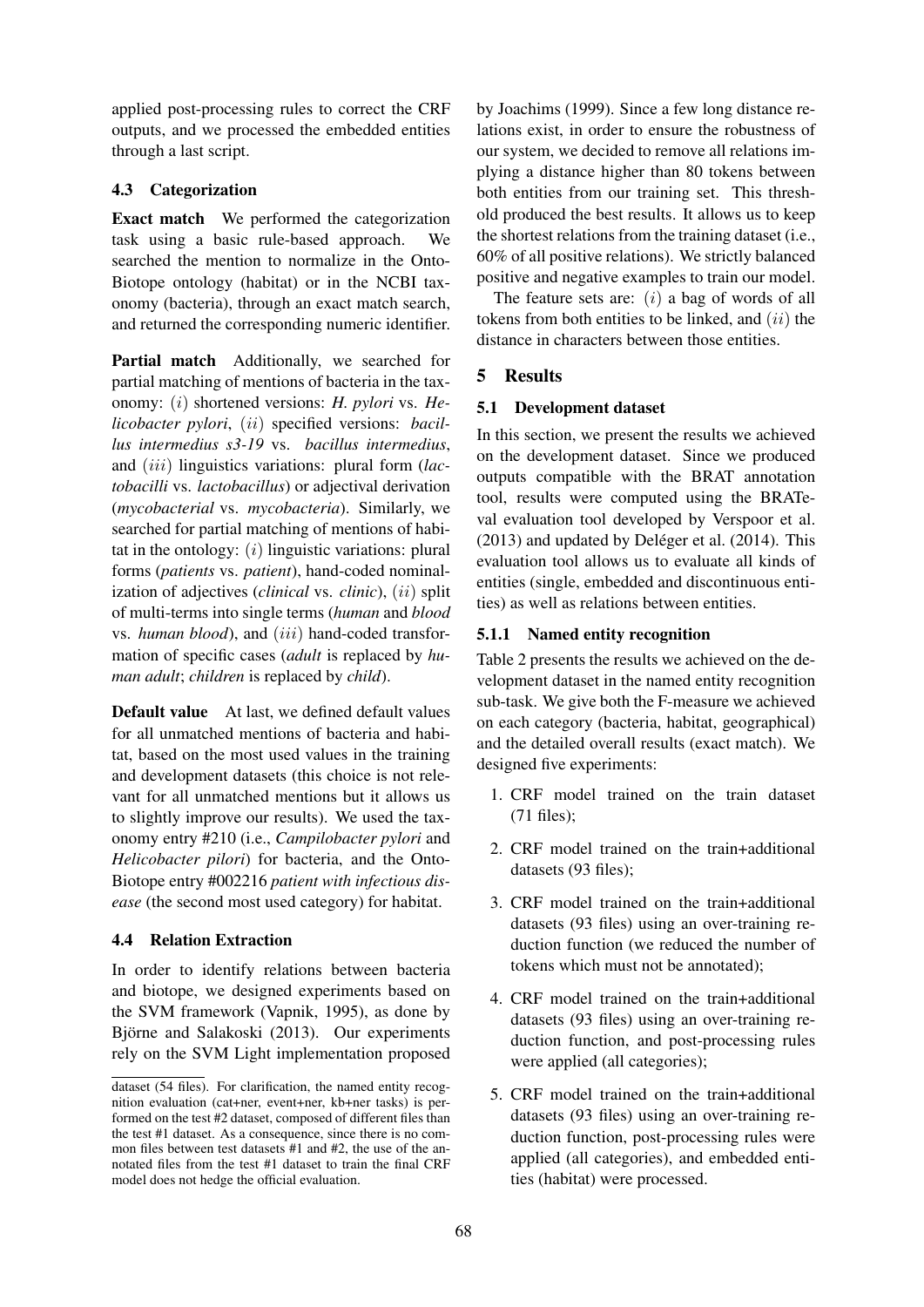applied post-processing rules to correct the CRF outputs, and we processed the embedded entities through a last script.

### 4.3 Categorization

**Exact match** We performed the categorization task using a basic rule-based approach. We searched the mention to normalize in the OntoBiotope ontology (habitat) or in the NCBI taxonomy (bacteria), through an exact match search, and returned the corresponding numeric identifier.

**Partial match** Additionally, we searched for partial matching of mentions of bacteria in the taxonomy: $(i)$ shortened versions: *H. pylori* vs. *Helicobacter pylori*, $(ii)$ specified versions: *bacillus intermedius s3-19* vs. *bacillus intermedius*, and $(iii)$ linguistics variations: plural form (*lactobacilli* vs. *lactobacillus*) or adjectival derivation (*mycobacterial* vs. *mycobacteria*). Similarly, we searched for partial matching of mentions of habitat in the ontology: $(i)$ linguistic variations: plural forms (*patients* vs. *patient*), hand-coded nominalization of adjectives (*clinical* vs. *clinic*), $(ii)$ split of multi-terms into single terms (*human* and *blood* vs. *human blood*), and $(iii)$ hand-coded transformation of specific cases (*adult* is replaced by *human adult*; *children* is replaced by *child*).

**Default value** At last, we defined default values for all unmatched mentions of bacteria and habitat, based on the most used values in the training and development datasets (this choice is not relevant for all unmatched mentions but it allows us to slightly improve our results). We used the taxonomy entry #210 (i.e., *Campilobacter pylori* and *Helicobacter pilori*) for bacteria, and the OntoBiotope entry #002216 *patient with infectious disease* (the second most used category) for habitat.

### 4.4 Relation Extraction

In order to identify relations between bacteria and biotope, we designed experiments based on the SVM framework (Vapnik, 1995), as done by Björne and Salakoski (2013). Our experiments rely on the SVM Light implementation proposed by Joachims (1999). Since a few long distance relations exist, in order to ensure the robustness of our system, we decided to remove all relations implying a distance higher than 80 tokens between both entities from our training set. This threshold produced the best results. It allows us to keep the shortest relations from the training dataset (i.e., 60% of all positive relations). We strictly balanced positive and negative examples to train our model.

The feature sets are: $(i)$ a bag of words of all tokens from both entities to be linked, and $(ii)$ the distance in characters between those entities.

## 5 Results

### 5.1 Development dataset

In this section, we present the results we achieved on the development dataset. Since we produced outputs compatible with the BRAT annotation tool, results were computed using the BRATeval evaluation tool developed by Verspoor et al. (2013) and updated by Deléger et al. (2014). This evaluation tool allows us to evaluate all kinds of entities (single, embedded and discontinuous entities) as well as relations between entities.

#### 5.1.1 Named entity recognition

Table 2 presents the results we achieved on the development dataset in the named entity recognition sub-task. We give both the F-measure we achieved on each category (bacteria, habitat, geographical) and the detailed overall results (exact match). We designed five experiments:

1. CRF model trained on the train dataset (71 files);
2. CRF model trained on the train+additional datasets (93 files);
3. CRF model trained on the train+additional datasets (93 files) using an over-training reduction function (we reduced the number of tokens which must not be annotated);
4. CRF model trained on the train+additional datasets (93 files) using an over-training reduction function, and post-processing rules were applied (all categories);
5. CRF model trained on the train+additional datasets (93 files) using an over-training reduction function, post-processing rules were applied (all categories), and embedded entities (habitat) were processed.

dataset (54 files). For clarification, the named entity recognition evaluation (cat+ner, event+ner, kb+ner tasks) is performed on the test #2 dataset, composed of different files than the test #1 dataset. As a consequence, since there is no common files between test datasets #1 and #2, the use of the annotated files from the test #1 dataset to train the final CRF model does not hedge the official evaluation.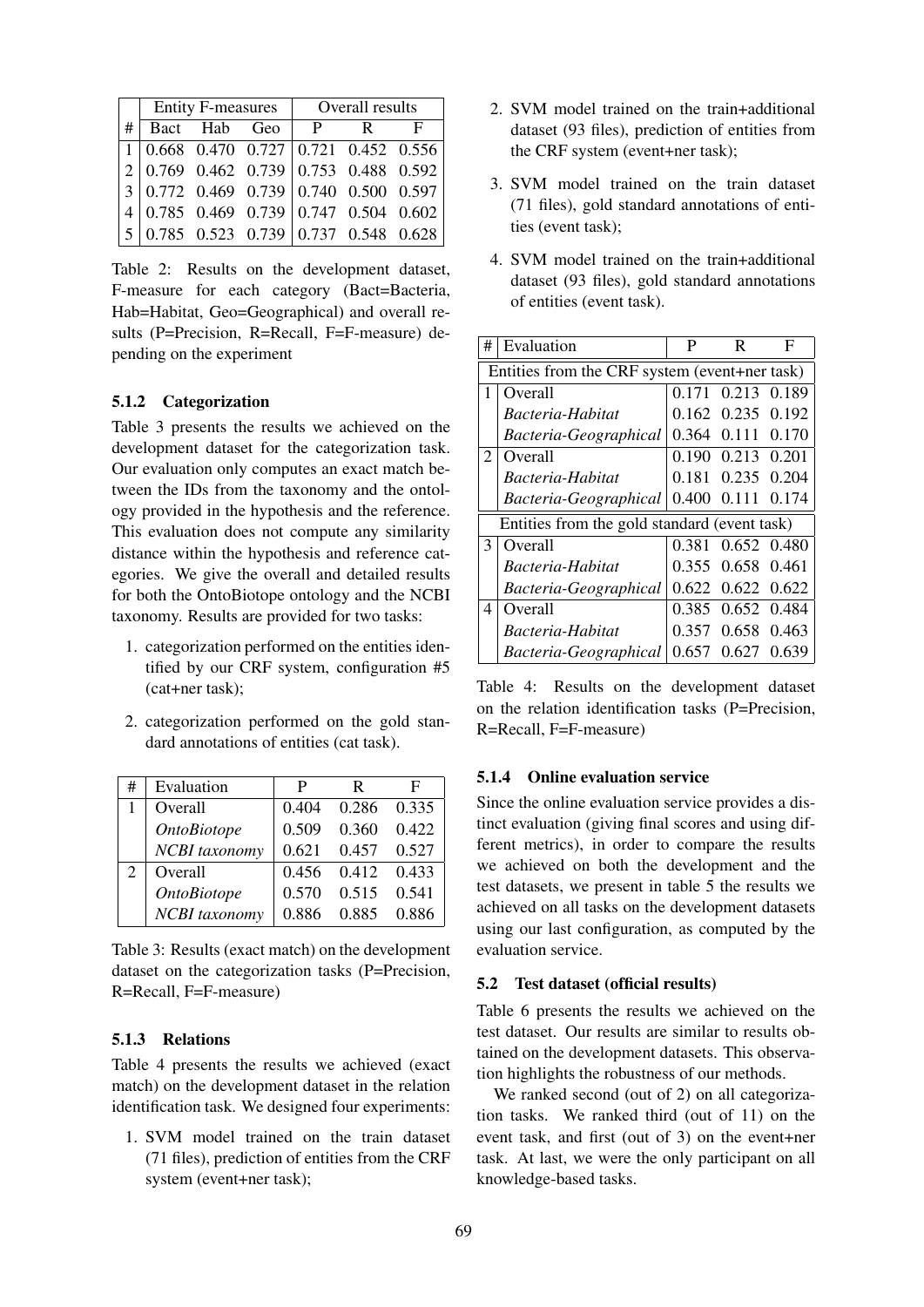| # | Entity F-measures | | | Overall results | | |
|---|---|---|---|---|---|---|
| # | Bact | Hab | Geo | P | R | F |
| 1 | 0.668 | 0.470 | 0.727 | 0.721 | 0.452 | 0.556 |
| 2 | 0.769 | 0.462 | 0.739 | 0.753 | 0.488 | 0.592 |
| 3 | 0.772 | 0.469 | 0.739 | 0.740 | 0.500 | 0.597 |
| 4 | 0.785 | 0.469 | 0.739 | 0.747 | 0.504 | 0.602 |
| 5 | 0.785 | 0.523 | 0.739 | 0.737 | 0.548 | 0.628 |

Table 2: Results on the development dataset, F-measure for each category (Bact=Bacteria, Hab=Habitat, Geo=Geographical) and overall results (P=Precision, R=Recall, F=F-measure) depending on the experiment

#### 5.1.2 Categorization

Table 3 presents the results we achieved on the development dataset for the categorization task. Our evaluation only computes an exact match between the IDs from the taxonomy and the ontology provided in the hypothesis and the reference. This evaluation does not compute any similarity distance within the hypothesis and reference categories. We give the overall and detailed results for both the OntoBiotope ontology and the NCBI taxonomy. Results are provided for two tasks:

1. categorization performed on the entities identified by our CRF system, configuration #5 (cat+ner task);
2. categorization performed on the gold standard annotations of entities (cat task).

| # | Evaluation | P | R | F |
|---|---|---|---|---|
| 1 | Overall | 0.404 | 0.286 | 0.335 |
| | *OntoBiotope* | 0.509 | 0.360 | 0.422 |
| | *NCBI taxonomy* | 0.621 | 0.457 | 0.527 |
| 2 | Overall | 0.456 | 0.412 | 0.433 |
| | *OntoBiotope* | 0.570 | 0.515 | 0.541 |
| | *NCBI taxonomy* | 0.886 | 0.885 | 0.886 |

Table 3: Results (exact match) on the development dataset on the categorization tasks (P=Precision, R=Recall, F=F-measure)

#### 5.1.3 Relations

Table 4 presents the results we achieved (exact match) on the development dataset in the relation identification task. We designed four experiments:

1. SVM model trained on the train dataset (71 files), prediction of entities from the CRF system (event+ner task);
2. SVM model trained on the train+additional dataset (93 files), prediction of entities from the CRF system (event+ner task);
3. SVM model trained on the train dataset (71 files), gold standard annotations of entities (event task);
4. SVM model trained on the train+additional dataset (93 files), gold standard annotations of entities (event task).

| # | Evaluation | P | R | F |
|---|---|---|---|---|
| Entities from the CRF system (event+ner task) | | | | |
| 1 | Overall | 0.171 | 0.213 | 0.189 |
| | *Bacteria-Habitat* | 0.162 | 0.235 | 0.192 |
| | *Bacteria-Geographical* | 0.364 | 0.111 | 0.170 |
| 2 | Overall | 0.190 | 0.213 | 0.201 |
| | *Bacteria-Habitat* | 0.181 | 0.235 | 0.204 |
| | *Bacteria-Geographical* | 0.400 | 0.111 | 0.174 |
| Entities from the gold standard (event task) | | | | |
| 3 | Overall | 0.381 | 0.652 | 0.480 |
| | *Bacteria-Habitat* | 0.355 | 0.658 | 0.461 |
| | *Bacteria-Geographical* | 0.622 | 0.622 | 0.622 |
| 4 | Overall | 0.385 | 0.652 | 0.484 |
| | *Bacteria-Habitat* | 0.357 | 0.658 | 0.463 |
| | *Bacteria-Geographical* | 0.657 | 0.627 | 0.639 |

Table 4: Results on the development dataset on the relation identification tasks (P=Precision, R=Recall, F=F-measure)

#### 5.1.4 Online evaluation service

Since the online evaluation service provides a distinct evaluation (giving final scores and using different metrics), in order to compare the results we achieved on both the development and the test datasets, we present in table 5 the results we achieved on all tasks on the development datasets using our last configuration, as computed by the evaluation service.

### 5.2 Test dataset (official results)

Table 6 presents the results we achieved on the test dataset. Our results are similar to results obtained on the development datasets. This observation highlights the robustness of our methods.

We ranked second (out of 2) on all categorization tasks. We ranked third (out of 11) on the event task, and first (out of 3) on the event+ner task. At last, we were the only participant on all knowledge-based tasks.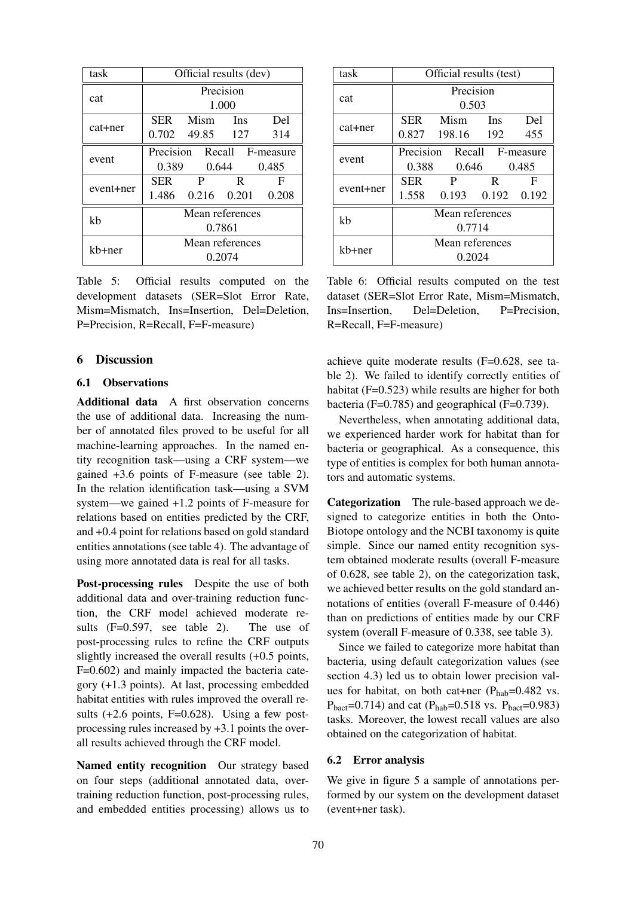| task | Official results (dev) | | | |
|---|---|---|---|---|
| cat | Precision | | | |
| | 1.000 | | | |
| cat+ner | SER | Mism | Ins | Del |
| | 0.702 | 49.85 | 127 | 314 |
| event | Precision | Recall | F-measure | |
| | 0.389 | 0.644 | 0.485 | |
| event+ner | SER | P | R | F |
| | 1.486 | 0.216 | 0.201 | 0.208 |
| kb | Mean references | | | |
| | 0.7861 | | | |
| kb+ner | Mean references | | | |
| | 0.2074 | | | |

Table 5: Official results computed on the development datasets (SER=Slot Error Rate, Mism=Mismatch, Ins=Insertion, Del=Deletion, P=Precision, R=Recall, F=F-measure)

| task | Official results (test) | | | |
|---|---|---|---|---|
| cat | Precision | | | |
| | 0.503 | | | |
| cat+ner | SER | Mism | Ins | Del |
| | 0.827 | 198.16 | 192 | 455 |
| event | Precision | Recall | F-measure | |
| | 0.388 | 0.646 | 0.485 | |
| event+ner | SER | P | R | F |
| | 1.558 | 0.193 | 0.192 | 0.192 |
| kb | Mean references | | | |
| | 0.7714 | | | |
| kb+ner | Mean references | | | |
| | 0.2024 | | | |

Table 6: Official results computed on the test dataset (SER=Slot Error Rate, Mism=Mismatch, Ins=Insertion, Del=Deletion, P=Precision, R=Recall, F=F-measure)

## 6 Discussion

### 6.1 Observations

**Additional data** A first observation concerns the use of additional data. Increasing the number of annotated files proved to be useful for all machine-learning approaches. In the named entity recognition task—using a CRF system—we gained +3.6 points of F-measure (see table 2). In the relation identification task—using a SVM system—we gained +1.2 points of F-measure for relations based on entities predicted by the CRF, and +0.4 point for relations based on gold standard entities annotations (see table 4). The advantage of using more annotated data is real for all tasks.

**Post-processing rules** Despite the use of both additional data and over-training reduction function, the CRF model achieved moderate results (F=0.597, see table 2). The use of post-processing rules to refine the CRF outputs slightly increased the overall results (+0.5 points, F=0.602) and mainly impacted the bacteria category (+1.3 points). At last, processing embedded habitat entities with rules improved the overall results (+2.6 points, F=0.628). Using a few post-processing rules increased by +3.1 points the overall results achieved through the CRF model.

**Named entity recognition** Our strategy based on four steps (additional annotated data, over-training reduction function, post-processing rules, and embedded entities processing) allows us to achieve quite moderate results (F=0.628, see table 2). We failed to identify correctly entities of habitat (F=0.523) while results are higher for both bacteria (F=0.785) and geographical (F=0.739).

Nevertheless, when annotating additional data, we experienced harder work for habitat than for bacteria or geographical. As a consequence, this type of entities is complex for both human annotators and automatic systems.

**Categorization** The rule-based approach we designed to categorize entities in both the OntoBiotope ontology and the NCBI taxonomy is quite simple. Since our named entity recognition system obtained moderate results (overall F-measure of 0.628, see table 2), on the categorization task, we achieved better results on the gold standard annotations of entities (overall F-measure of 0.446) than on predictions of entities made by our CRF system (overall F-measure of 0.338, see table 3).

Since we failed to categorize more habitat than bacteria, using default categorization values (see section 4.3) led us to obtain lower precision values for habitat, on both cat+ner ($P_{hab}$=0.482 vs. $P_{bact}$=0.714) and cat ($P_{hab}$=0.518 vs. $P_{bact}$=0.983) tasks. Moreover, the lowest recall values are also obtained on the categorization of habitat.

### 6.2 Error analysis

We give in figure 5 a sample of annotations performed by our system on the development dataset (event+ner task).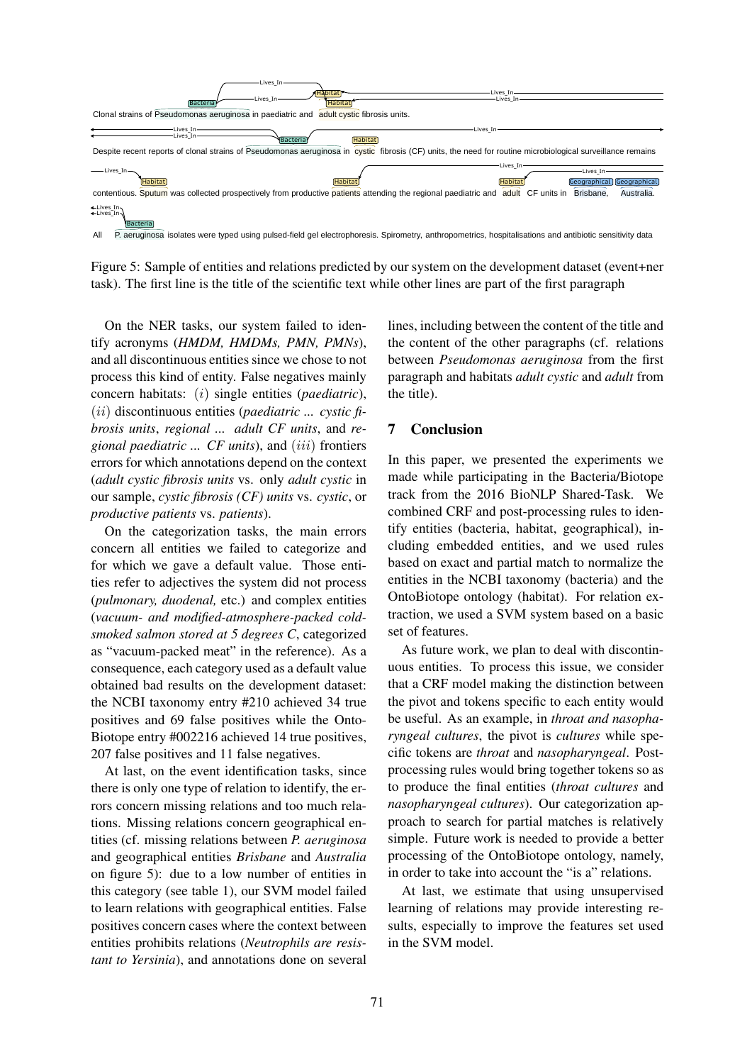Clonal strains of Pseudomonas aeruginosa in paediatric and adult cystic fibrosis units.

Despite recent reports of clonal strains of Pseudomonas aeruginosa in cystic fibrosis (CF) units, the need for routine microbiological surveillance remains contentious. Sputum was collected prospectively from productive patients attending the regional paediatric and adult CF units in Brisbane, Australia.

All P. aeruginosa isolates were typed using pulsed-field gel electrophoresis. Spirometry, anthropometrics, hospitalisations and antibiotic sensitivity data

Figure 5: Sample of entities and relations predicted by our system on the development dataset (event+ner task). The first line is the title of the scientific text while other lines are part of the first paragraph

On the NER tasks, our system failed to identify acronyms (*HMDM, HMDMs, PMN, PMNs*), and all discontinuous entities since we chose to not process this kind of entity. False negatives mainly concern habitats: $(i)$ single entities (*paediatric*), $(ii)$ discontinuous entities (*paediatric ... cystic fibrosis units*, *regional ... adult CF units*, and *regional paediatric ... CF units*), and $(iii)$ frontiers errors for which annotations depend on the context (*adult cystic fibrosis units* vs. only *adult cystic* in our sample, *cystic fibrosis (CF) units* vs. *cystic*, or *productive patients* vs. *patients*).

On the categorization tasks, the main errors concern all entities we failed to categorize and for which we gave a default value. Those entities refer to adjectives the system did not process (*pulmonary, duodenal,* etc.) and complex entities (*vacuum- and modified-atmosphere-packed cold-smoked salmon stored at 5 degrees C*, categorized as "vacuum-packed meat" in the reference). As a consequence, each category used as a default value obtained bad results on the development dataset: the NCBI taxonomy entry #210 achieved 34 true positives and 69 false positives while the OntoBiotope entry #002216 achieved 14 true positives, 207 false positives and 11 false negatives.

At last, on the event identification tasks, since there is only one type of relation to identify, the errors concern missing relations and too much relations. Missing relations concern geographical entities (cf. missing relations between *P. aeruginosa* and geographical entities *Brisbane* and *Australia* on figure 5): due to a low number of entities in this category (see table 1), our SVM model failed to learn relations with geographical entities. False positives concern cases where the context between entities prohibits relations (*Neutrophils are resistant to Yersinia*), and annotations done on several lines, including between the content of the title and the content of the other paragraphs (cf. relations between *Pseudomonas aeruginosa* from the first paragraph and habitats *adult cystic* and *adult* from the title).

## 7 Conclusion

In this paper, we presented the experiments we made while participating in the Bacteria/Biotope track from the 2016 BioNLP Shared-Task. We combined CRF and post-processing rules to identify entities (bacteria, habitat, geographical), including embedded entities, and we used rules based on exact and partial match to normalize the entities in the NCBI taxonomy (bacteria) and the OntoBiotope ontology (habitat). For relation extraction, we used a SVM system based on a basic set of features.

As future work, we plan to deal with discontinuous entities. To process this issue, we consider that a CRF model making the distinction between the pivot and tokens specific to each entity would be useful. As an example, in *throat and nasopharyngeal cultures*, the pivot is *cultures* while specific tokens are *throat* and *nasopharyngeal*. Post-processing rules would bring together tokens so as to produce the final entities (*throat cultures* and *nasopharyngeal cultures*). Our categorization approach to search for partial matches is relatively simple. Future work is needed to provide a better processing of the OntoBiotope ontology, namely, in order to take into account the "is a" relations.

At last, we estimate that using unsupervised learning of relations may provide interesting results, especially to improve the features set used in the SVM model.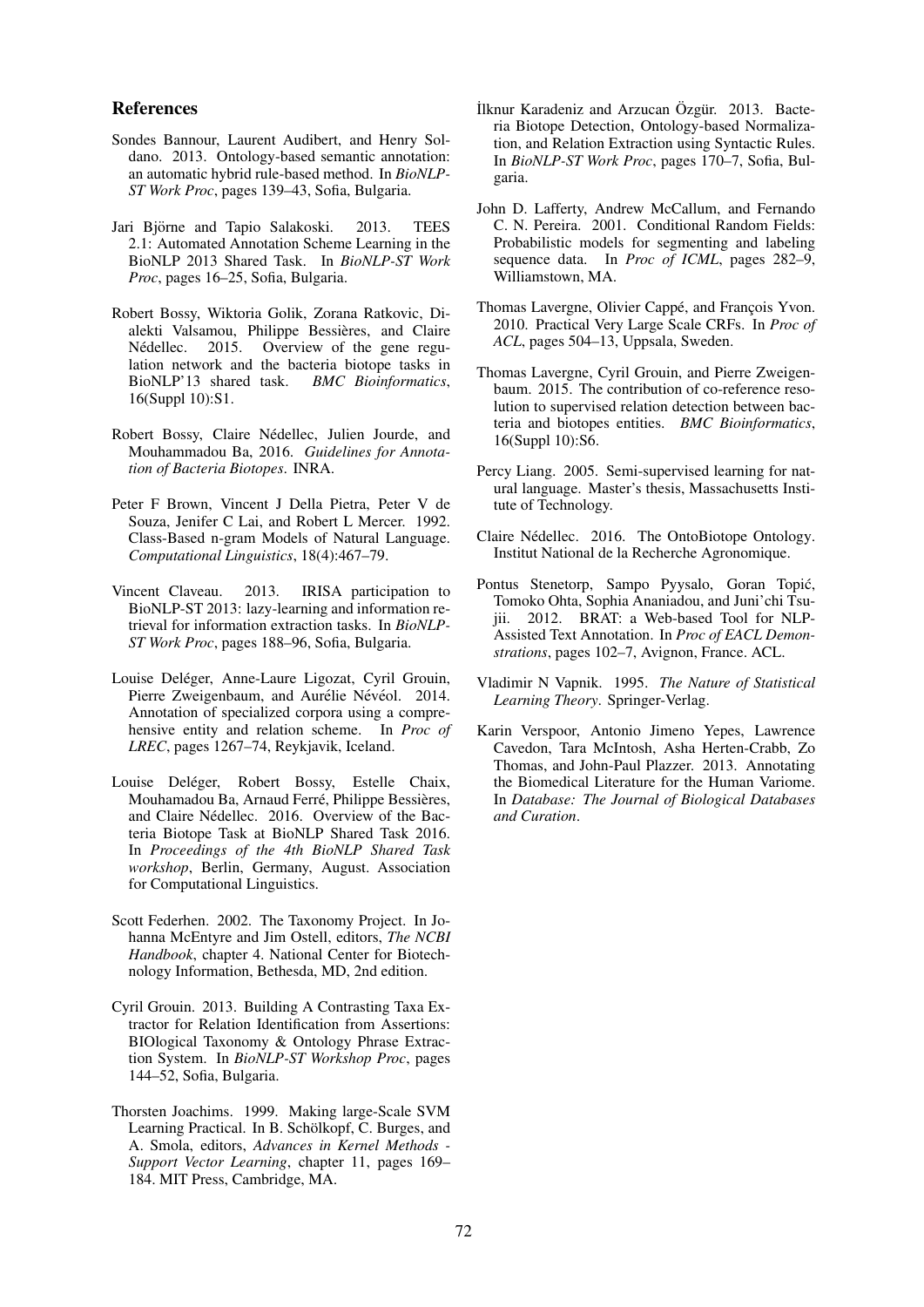## References

Sondes Bannour, Laurent Audibert, and Henry Soldano. 2013. Ontology-based semantic annotation: an automatic hybrid rule-based method. In *BioNLP-ST Work Proc*, pages 139–43, Sofia, Bulgaria.

Jari Björne and Tapio Salakoski. 2013. TEES 2.1: Automated Annotation Scheme Learning in the BioNLP 2013 Shared Task. In *BioNLP-ST Work Proc*, pages 16–25, Sofia, Bulgaria.

Robert Bossy, Wiktoria Golik, Zorana Ratkovic, Dialekti Valsamou, Philippe Bessières, and Claire Nédellec. 2015. Overview of the gene regulation network and the bacteria biotope tasks in BioNLP'13 shared task. *BMC Bioinformatics*, 16(Suppl 10):S1.

Robert Bossy, Claire Nédellec, Julien Jourde, and Mouhammadou Ba, 2016. *Guidelines for Annotation of Bacteria Biotopes*. INRA.

Peter F Brown, Vincent J Della Pietra, Peter V de Souza, Jenifer C Lai, and Robert L Mercer. 1992. Class-Based n-gram Models of Natural Language. *Computational Linguistics*, 18(4):467–79.

Vincent Claveau. 2013. IRISA participation to BioNLP-ST 2013: lazy-learning and information retrieval for information extraction tasks. In *BioNLP-ST Work Proc*, pages 188–96, Sofia, Bulgaria.

Louise Deléger, Anne-Laure Ligozat, Cyril Grouin, Pierre Zweigenbaum, and Aurélie Névéol. 2014. Annotation of specialized corpora using a comprehensive entity and relation scheme. In *Proc of LREC*, pages 1267–74, Reykjavik, Iceland.

Louise Deléger, Robert Bossy, Estelle Chaix, Mouhamadou Ba, Arnaud Ferré, Philippe Bessières, and Claire Nédellec. 2016. Overview of the Bacteria Biotope Task at BioNLP Shared Task 2016. In *Proceedings of the 4th BioNLP Shared Task workshop*, Berlin, Germany, August. Association for Computational Linguistics.

Scott Federhen. 2002. The Taxonomy Project. In Johanna McEntyre and Jim Ostell, editors, *The NCBI Handbook*, chapter 4. National Center for Biotechnology Information, Bethesda, MD, 2nd edition.

Cyril Grouin. 2013. Building A Contrasting Taxa Extractor for Relation Identification from Assertions: BIOlogical Taxonomy & Ontology Phrase Extraction System. In *BioNLP-ST Workshop Proc*, pages 144–52, Sofia, Bulgaria.

Thorsten Joachims. 1999. Making large-Scale SVM Learning Practical. In B. Schölkopf, C. Burges, and A. Smola, editors, *Advances in Kernel Methods - Support Vector Learning*, chapter 11, pages 169–184. MIT Press, Cambridge, MA.

İlknur Karadeniz and Arzucan Özgür. 2013. Bacteria Biotope Detection, Ontology-based Normalization, and Relation Extraction using Syntactic Rules. In *BioNLP-ST Work Proc*, pages 170–7, Sofia, Bulgaria.

John D. Lafferty, Andrew McCallum, and Fernando C. N. Pereira. 2001. Conditional Random Fields: Probabilistic models for segmenting and labeling sequence data. In *Proc of ICML*, pages 282–9, Williamstown, MA.

Thomas Lavergne, Olivier Cappé, and François Yvon. 2010. Practical Very Large Scale CRFs. In *Proc of ACL*, pages 504–13, Uppsala, Sweden.

Thomas Lavergne, Cyril Grouin, and Pierre Zweigenbaum. 2015. The contribution of co-reference resolution to supervised relation detection between bacteria and biotopes entities. *BMC Bioinformatics*, 16(Suppl 10):S6.

Percy Liang. 2005. Semi-supervised learning for natural language. Master's thesis, Massachusetts Institute of Technology.

Claire Nédellec. 2016. The OntoBiotope Ontology. Institut National de la Recherche Agronomique.

Pontus Stenetorp, Sampo Pyysalo, Goran Topić, Tomoko Ohta, Sophia Ananiadou, and Juni'chi Tsujii. 2012. BRAT: a Web-based Tool for NLP-Assisted Text Annotation. In *Proc of EACL Demonstrations*, pages 102–7, Avignon, France. ACL.

Vladimir N Vapnik. 1995. *The Nature of Statistical Learning Theory*. Springer-Verlag.

Karin Verspoor, Antonio Jimeno Yepes, Lawrence Cavedon, Tara McIntosh, Asha Herten-Crabb, Zo Thomas, and John-Paul Plazzer. 2013. Annotating the Biomedical Literature for the Human Variome. In *Database: The Journal of Biological Databases and Curation*.